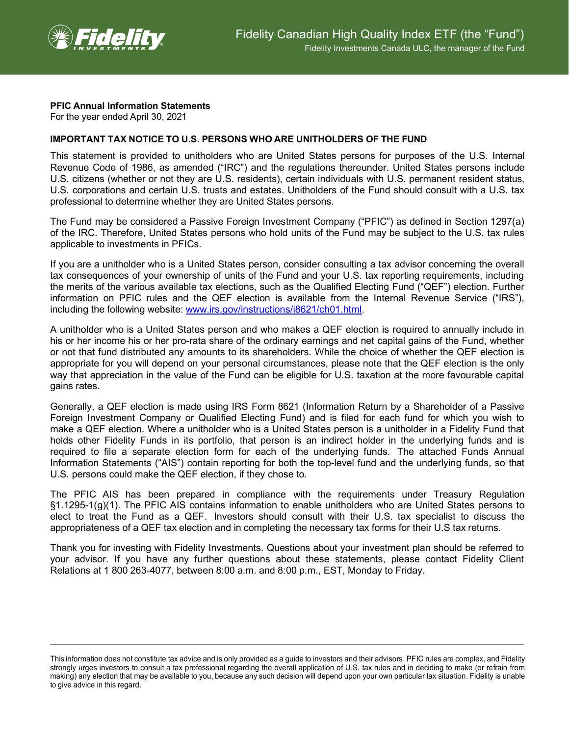Fidelity Canadian High Quality Index ETF (the “Fund”)

Fidelity Investments Canada ULC, the manager of the Fund

**PFIC Annual Information Statements**
For the year ended April 30, 2021

**IMPORTANT TAX NOTICE TO U.S. PERSONS WHO ARE UNITHOLDERS OF THE FUND**

This statement is provided to unitholders who are United States persons for purposes of the U.S. Internal Revenue Code of 1986, as amended (“IRC”) and the regulations thereunder. United States persons include U.S. citizens (whether or not they are U.S. residents), certain individuals with U.S. permanent resident status, U.S. corporations and certain U.S. trusts and estates. Unitholders of the Fund should consult with a U.S. tax professional to determine whether they are United States persons.

The Fund may be considered a Passive Foreign Investment Company (“PFIC”) as defined in Section 1297(a) of the IRC. Therefore, United States persons who hold units of the Fund may be subject to the U.S. tax rules applicable to investments in PFICs.

If you are a unitholder who is a United States person, consider consulting a tax advisor concerning the overall tax consequences of your ownership of units of the Fund and your U.S. tax reporting requirements, including the merits of the various available tax elections, such as the Qualified Electing Fund (“QEF”) election. Further information on PFIC rules and the QEF election is available from the Internal Revenue Service (“IRS”), including the following website: [www.irs.gov/instructions/i8621/ch01.html](www.irs.gov/instructions/i8621/ch01.html).

A unitholder who is a United States person and who makes a QEF election is required to annually include in his or her income his or her pro-rata share of the ordinary earnings and net capital gains of the Fund, whether or not that fund distributed any amounts to its shareholders. While the choice of whether the QEF election is appropriate for you will depend on your personal circumstances, please note that the QEF election is the only way that appreciation in the value of the Fund can be eligible for U.S. taxation at the more favourable capital gains rates.

Generally, a QEF election is made using IRS Form 8621 (Information Return by a Shareholder of a Passive Foreign Investment Company or Qualified Electing Fund) and is filed for each fund for which you wish to make a QEF election. Where a unitholder who is a United States person is a unitholder in a Fidelity Fund that holds other Fidelity Funds in its portfolio, that person is an indirect holder in the underlying funds and is required to file a separate election form for each of the underlying funds. The attached Funds Annual Information Statements (“AIS”) contain reporting for both the top-level fund and the underlying funds, so that U.S. persons could make the QEF election, if they chose to.

The PFIC AIS has been prepared in compliance with the requirements under Treasury Regulation §1.1295-1(g)(1). The PFIC AIS contains information to enable unitholders who are United States persons to elect to treat the Fund as a QEF. Investors should consult with their U.S. tax specialist to discuss the appropriateness of a QEF tax election and in completing the necessary tax forms for their U.S tax returns.

Thank you for investing with Fidelity Investments. Questions about your investment plan should be referred to your advisor. If you have any further questions about these statements, please contact Fidelity Client Relations at 1 800 263-4077, between 8:00 a.m. and 8:00 p.m., EST, Monday to Friday.

This information does not constitute tax advice and is only provided as a guide to investors and their advisors. PFIC rules are complex, and Fidelity strongly urges investors to consult a tax professional regarding the overall application of U.S. tax rules and in deciding to make (or refrain from making) any election that may be available to you, because any such decision will depend upon your own particular tax situation. Fidelity is unable to give advice in this regard.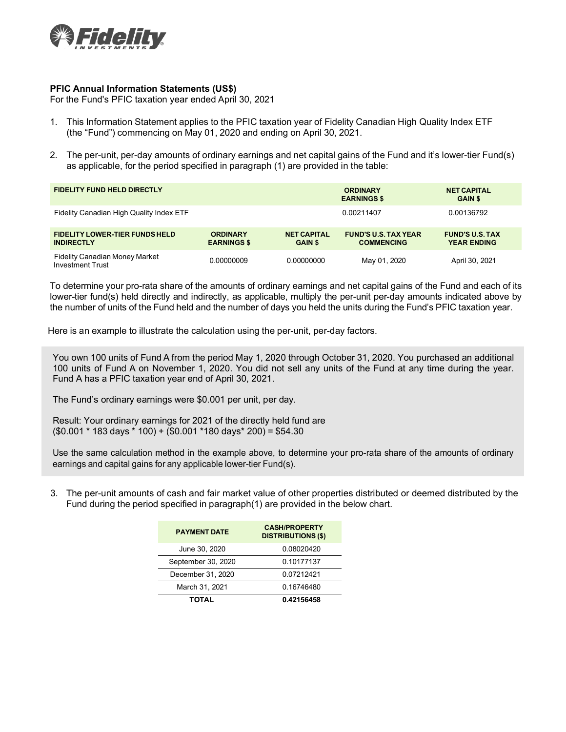**PFIC Annual Information Statements (US$)**

For the Fund's PFIC taxation year ended April 30, 2021

1. This Information Statement applies to the PFIC taxation year of Fidelity Canadian High Quality Index ETF (the "Fund") commencing on May 01, 2020 and ending on April 30, 2021.

2. The per-unit, per-day amounts of ordinary earnings and net capital gains of the Fund and it's lower-tier Fund(s) as applicable, for the period specified in paragraph (1) are provided in the table:

| FIDELITY FUND HELD DIRECTLY | ORDINARY EARNINGS $ | NET CAPITAL GAIN $ |
|---|---|---|
| Fidelity Canadian High Quality Index ETF | 0.00211407 | 0.00136792 |

| FIDELITY LOWER-TIER FUNDS HELD INDIRECTLY | ORDINARY EARNINGS $ | NET CAPITAL GAIN $ | FUND'S U.S. TAX YEAR COMMENCING | FUND'S U.S. TAX YEAR ENDING |
|---|---|---|---|---|
| Fidelity Canadian Money Market Investment Trust | 0.00000009 | 0.00000000 | May 01, 2020 | April 30, 2021 |

To determine your pro-rata share of the amounts of ordinary earnings and net capital gains of the Fund and each of its lower-tier fund(s) held directly and indirectly, as applicable, multiply the per-unit per-day amounts indicated above by the number of units of the Fund held and the number of days you held the units during the Fund's PFIC taxation year.

Here is an example to illustrate the calculation using the per-unit, per-day factors.

> You own 100 units of Fund A from the period May 1, 2020 through October 31, 2020. You purchased an additional 100 units of Fund A on November 1, 2020. You did not sell any units of the Fund at any time during the year. Fund A has a PFIC taxation year end of April 30, 2021.
>
> The Fund's ordinary earnings were $0.001 per unit, per day.
>
> Result: Your ordinary earnings for 2021 of the directly held fund are
> ($0.001 * 183 days * 100) + ($0.001 *180 days* 200) = $54.30
>
> Use the same calculation method in the example above, to determine your pro-rata share of the amounts of ordinary earnings and capital gains for any applicable lower-tier Fund(s).

3. The per-unit amounts of cash and fair market value of other properties distributed or deemed distributed by the Fund during the period specified in paragraph(1) are provided in the below chart.

| PAYMENT DATE | CASH/PROPERTY DISTRIBUTIONS ($) |
|---|---|
| June 30, 2020 | 0.08020420 |
| September 30, 2020 | 0.10177137 |
| December 31, 2020 | 0.07212421 |
| March 31, 2021 | 0.16746480 |
| **TOTAL** | **0.42156458** |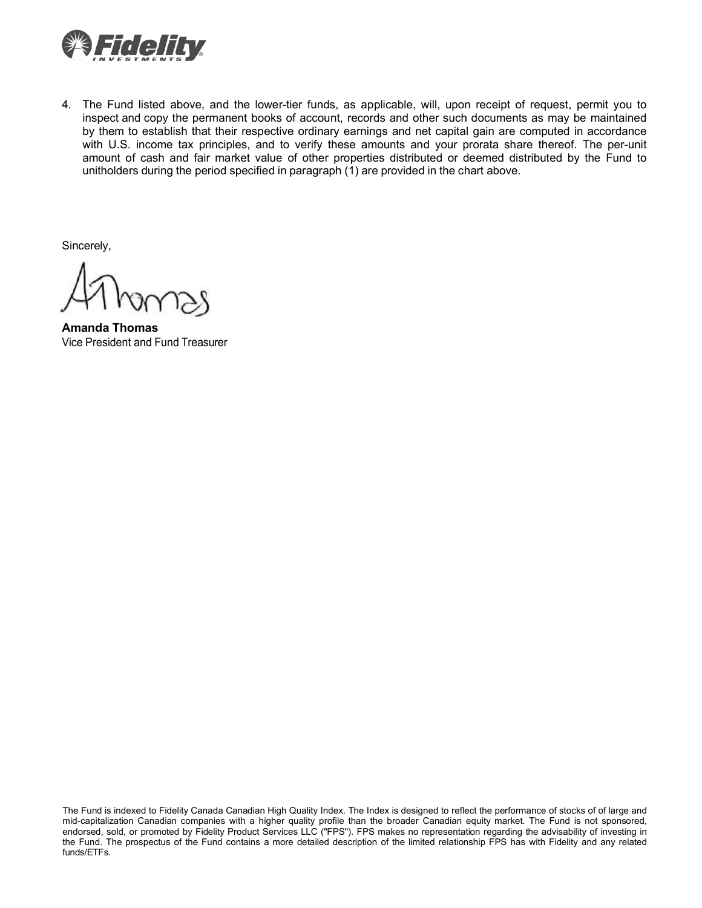4. The Fund listed above, and the lower-tier funds, as applicable, will, upon receipt of request, permit you to inspect and copy the permanent books of account, records and other such documents as may be maintained by them to establish that their respective ordinary earnings and net capital gain are computed in accordance with U.S. income tax principles, and to verify these amounts and your prorata share thereof. The per-unit amount of cash and fair market value of other properties distributed or deemed distributed by the Fund to unitholders during the period specified in paragraph (1) are provided in the chart above.

Sincerely,

**Amanda Thomas**
Vice President and Fund Treasurer

The Fund is indexed to Fidelity Canada Canadian High Quality Index. The Index is designed to reflect the performance of stocks of of large and mid-capitalization Canadian companies with a higher quality profile than the broader Canadian equity market. The Fund is not sponsored, endorsed, sold, or promoted by Fidelity Product Services LLC ("FPS"). FPS makes no representation regarding the advisability of investing in the Fund. The prospectus of the Fund contains a more detailed description of the limited relationship FPS has with Fidelity and any related funds/ETFs.